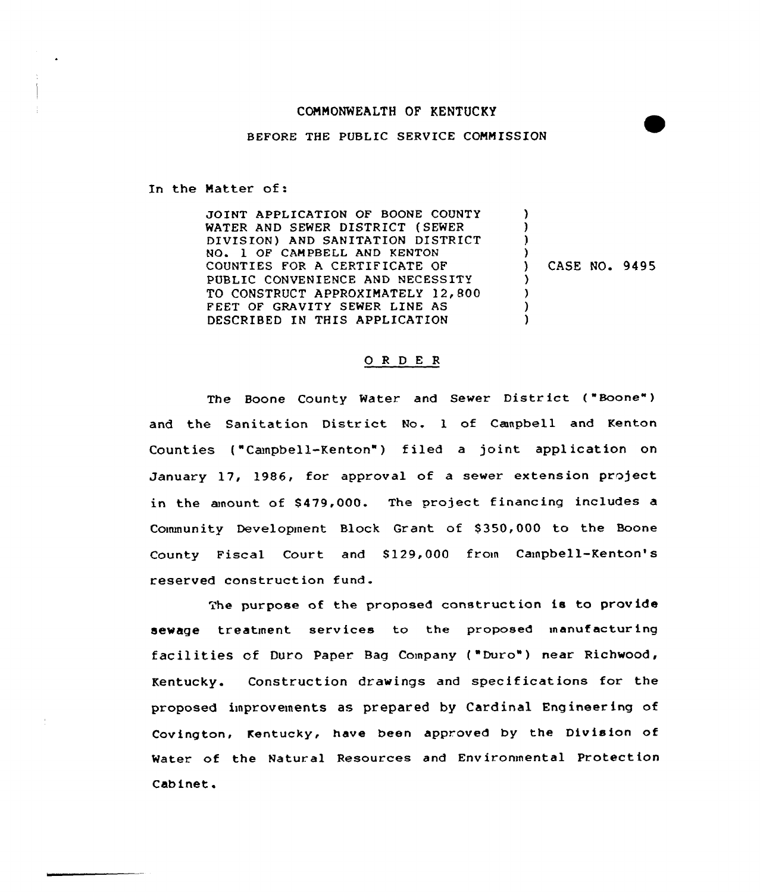COMMONWEALTH OF KENTUCKY

BEFORE THE PUBLIC SERVICE COMMISSION

In the Matter of:

JOINT APPLICATION OF BOONE COUNTY WATER AND SEWER DISTRICT (SEWER DIVISION) AND SANITATION DISTRICT NO. 1 OF CAMPBELL AND KENTON COUNTIES FOR A CERTIFICATE OF PUBLIC CONVENIENCE AND NECESSITY TO CONSTRUCT APPROXIMATELY 12,800 FEET OF GRAVITY SEWER LINE AS DESCRIBED IN THIS APPLICATION ) CASE NO. 9495

## O R D E R

The Boone County Water and Sewer District ("Boone") and the Sanitation District No. 1 of Campbell and Kenton Counties ("Campbell-Kenton") filed a joint application on January 17, 1986, for approval of a sewer extension project in the amount of $479,000. The project financing includes a Community Development Block Grant of $350,000 to the Boone County Fiscal Court and $129,000 from Campbell-Kenton's reserved construction fund.

The purpose of the proposed construction is to provide sewage treatment services to the proposed manufacturing facilities of Duro Paper Bag Company ("Duro") near Richwood, Kentucky. Construction drawings and specifications for the proposed improvements as prepared by Cardinal Engineering of Covington, Kentucky, have been approved by the Division of Water of the Natural Resources and Environmental Protection Cabinet.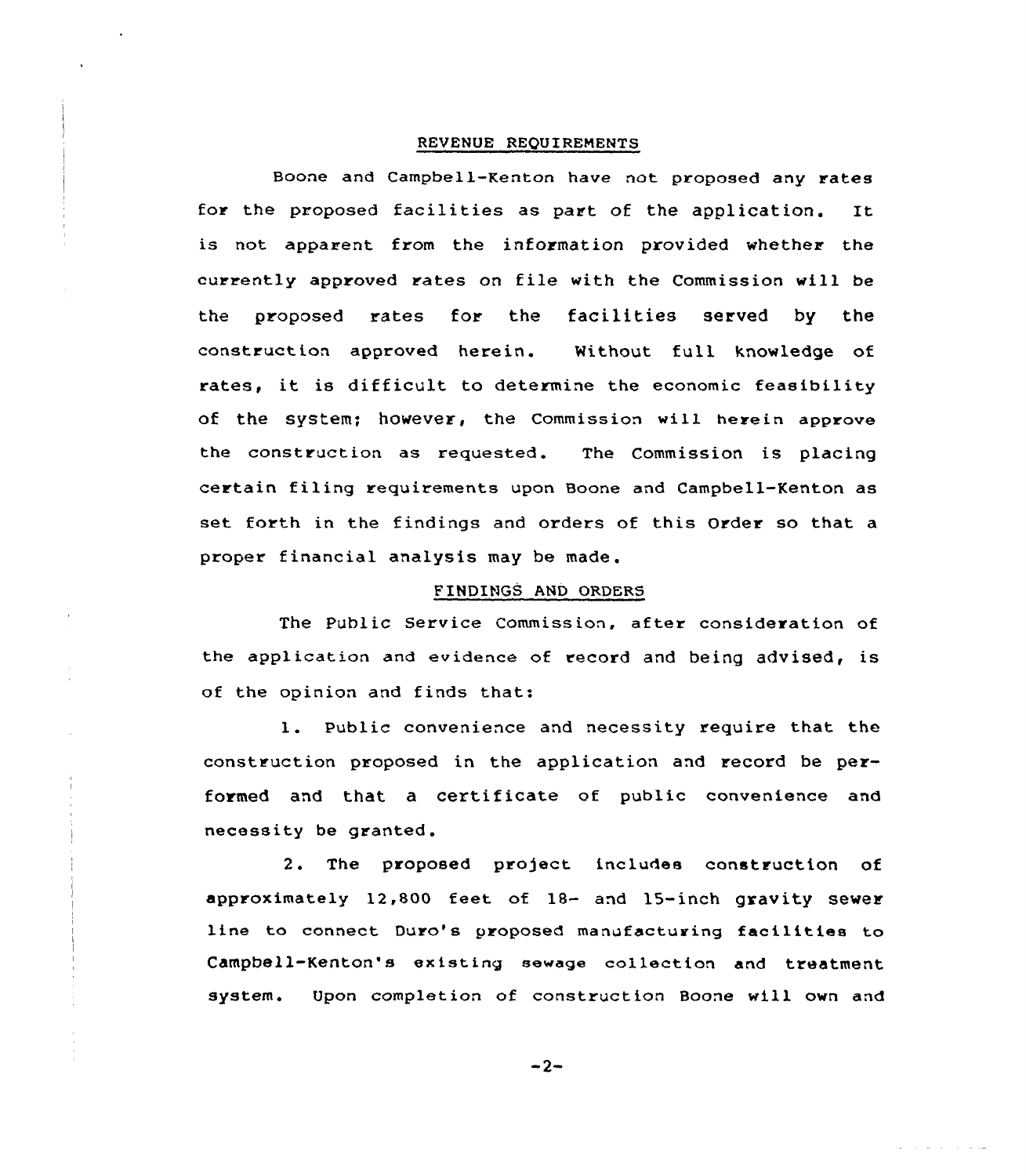## REVENUE REQUIREMENTS

Boone and Campbell-Kenton have not proposed any rates for the proposed facilities as part of the application. It is not apparent from the information provided whether the currently approved rates on file with the Commission will be the proposed rates for the facilities served by the construction approved herein. Without full knowledge of rates, it is difficult to determine the economic feasibility of the system; however, the Commission will herein approve the construction as requested. The Commission is placing certain filing requirements upon Boone and Campbell-Kenton as set forth in the findings and orders of this Order so that a proper financial analysis may be made.

## FINDINGS AND ORDERS

The Public Service Commission, after consideration of the application and evidence of record and being advised, is of the opinion and finds that:

1. Public convenience and necessity require that the construction proposed in the application and record be performed and that a certificate of public convenience and necessity be granted.

2. The proposed project includes construction of approximately 12,800 feet of 18- and 15-inch gravity sewer line to connect Duro's proposed manufacturing facilities to Campbell-Kenton's existing sewage collection and treatment system. Upon completion of construction Boone will own and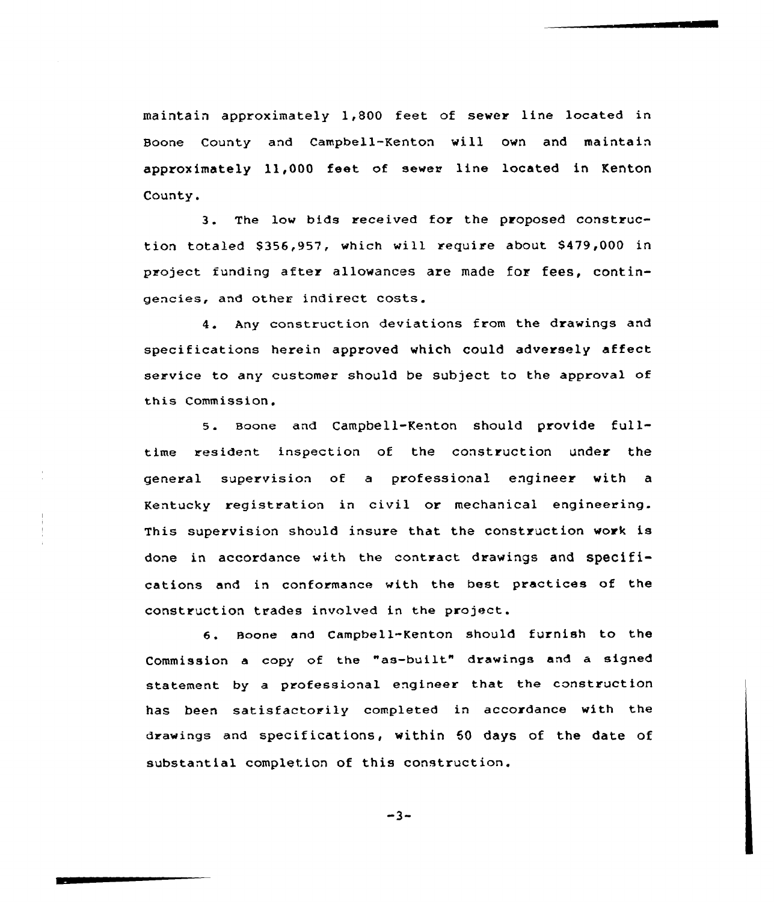maintain approximately 1,800 feet of sewer line located in Boone County and Campbell-Kenton will own and maintain approximately 11,000 feet of sewer line located in Kenton County.

3. The low bids received for the proposed construction totaled $356,957, which will require about $479,000 in project funding after allowances are made for fees, contingencies, and other indirect costs.

4. Any construction deviations from the drawings and specifications herein approved which could adversely affect service to any customer should be subject to the approval of this Commission.

5. Boone and Campbell-Kenton should provide full-time resident inspection of the construction under the general supervision of a professional engineer with a Kentucky registration in civil or mechanical engineering. This supervision should insure that the construction work is done in accordance with the contract drawings and specifications and in conformance with the best practices of the construction trades involved in the project.

6. Boone and Campbell-Kenton should furnish to the Commission a copy of the "as-built" drawings and a signed statement by a professional engineer that the construction has been satisfactorily completed in accordance with the drawings and specifications, within 60 days of the date of substantial completion of this construction.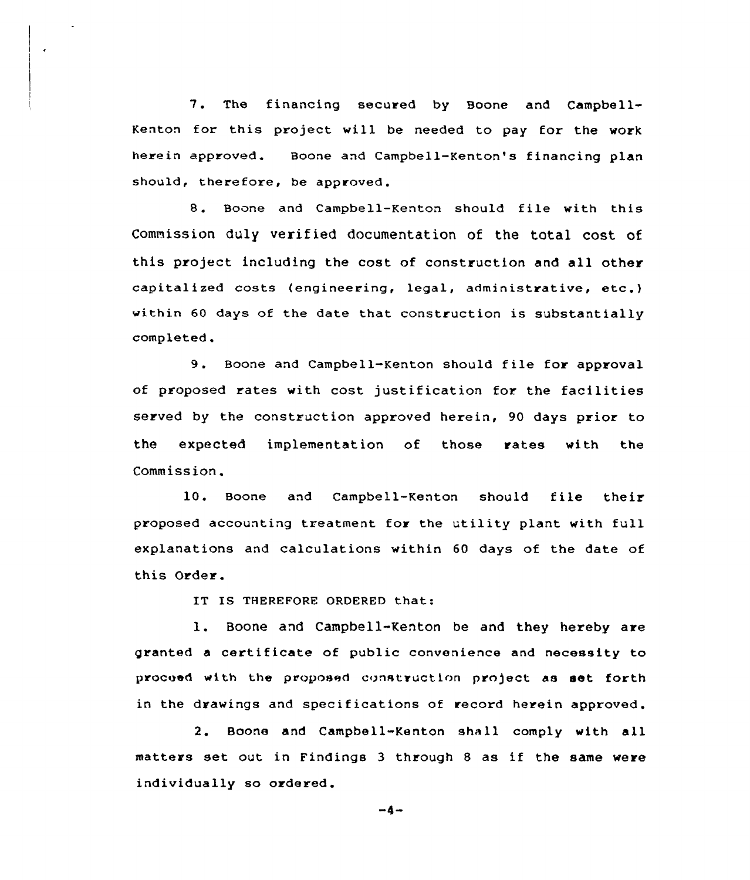7. The financing secured by Boone and Campbell-Kenton for this project will be needed to pay for the work herein approved. Boone and Campbell-Kenton's financing plan should, therefore, be approved.

8. Boone and Campbell-Kenton should file with this Commission duly verified documentation of the total cost of this project including the cost of construction and all other capitalized costs (engineering, legal, administrative, etc.) within 60 days of the date that construction is substantially completed.

9. Boone and Campbell-Kenton should file for approval of proposed rates with cost justification for the facilities served by the construction approved herein, 90 days prior to the expected implementation of those rates with the Commission.

10. Boone and Campbell-Kenton should file their proposed accounting treatment for the utility plant with full explanations and calculations within 60 days of the date of this Order.

IT IS THEREFORE ORDERED that:

1. Boone and Campbell-Kenton be and they hereby are granted a certificate of public convenience and necessity to proceed with the proposed construction project as set forth in the drawings and specifications of record herein approved.

2. Boone and Campbell-Kenton shall comply with all matters set out in Findings 3 through 8 as if the same were individually so ordered.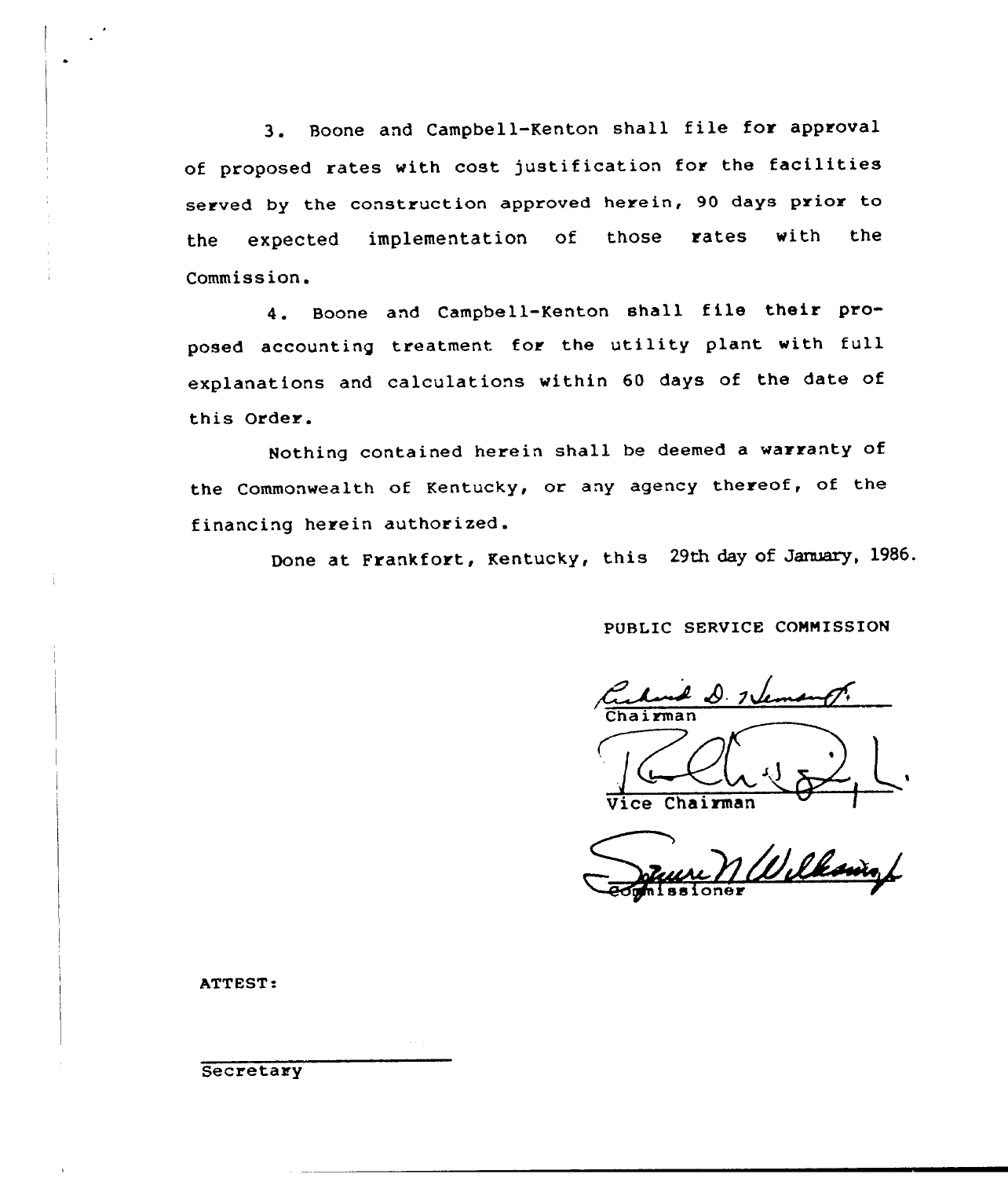3. Boone and Campbell-Kenton shall file for approval of proposed rates with cost justification for the facilities served by the construction approved herein, 90 days prior to the expected implementation of those rates with the Commission.

4. Boone and Campbell-Kenton shall file their proposed accounting treatment for the utility plant with full explanations and calculations within 60 days of the date of this Order.

Nothing contained herein shall be deemed a warranty of the Commonwealth of Kentucky, or any agency thereof, of the financing herein authorized.

Done at Frankfort, Kentucky, this 29th day of January, 1986.

PUBLIC SERVICE COMMISSION

Chairman

Vice Chairman

Commissioner

ATTEST:

Secretary